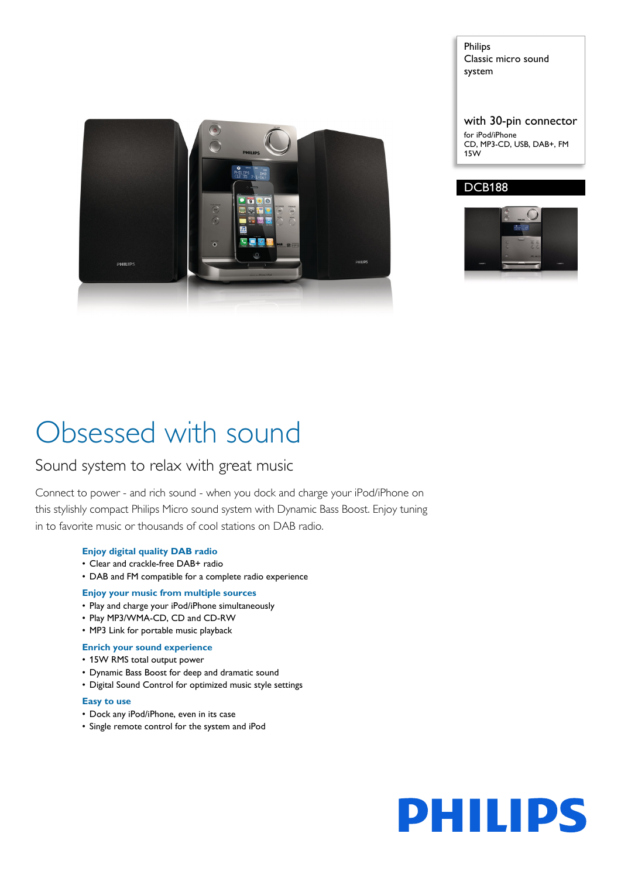Philips
Classic micro sound system

with 30-pin connector

for iPod/iPhone
CD, MP3-CD, USB, DAB+, FM
15W

DCB188

# Obsessed with sound

## Sound system to relax with great music

Connect to power - and rich sound - when you dock and charge your iPod/iPhone on this stylishly compact Philips Micro sound system with Dynamic Bass Boost. Enjoy tuning in to favorite music or thousands of cool stations on DAB radio.

**Enjoy digital quality DAB radio**
- Clear and crackle-free DAB+ radio
- DAB and FM compatible for a complete radio experience

**Enjoy your music from multiple sources**
- Play and charge your iPod/iPhone simultaneously
- Play MP3/WMA-CD, CD and CD-RW
- MP3 Link for portable music playback

**Enrich your sound experience**
- 15W RMS total output power
- Dynamic Bass Boost for deep and dramatic sound
- Digital Sound Control for optimized music style settings

**Easy to use**
- Dock any iPod/iPhone, even in its case
- Single remote control for the system and iPod

PHILIPS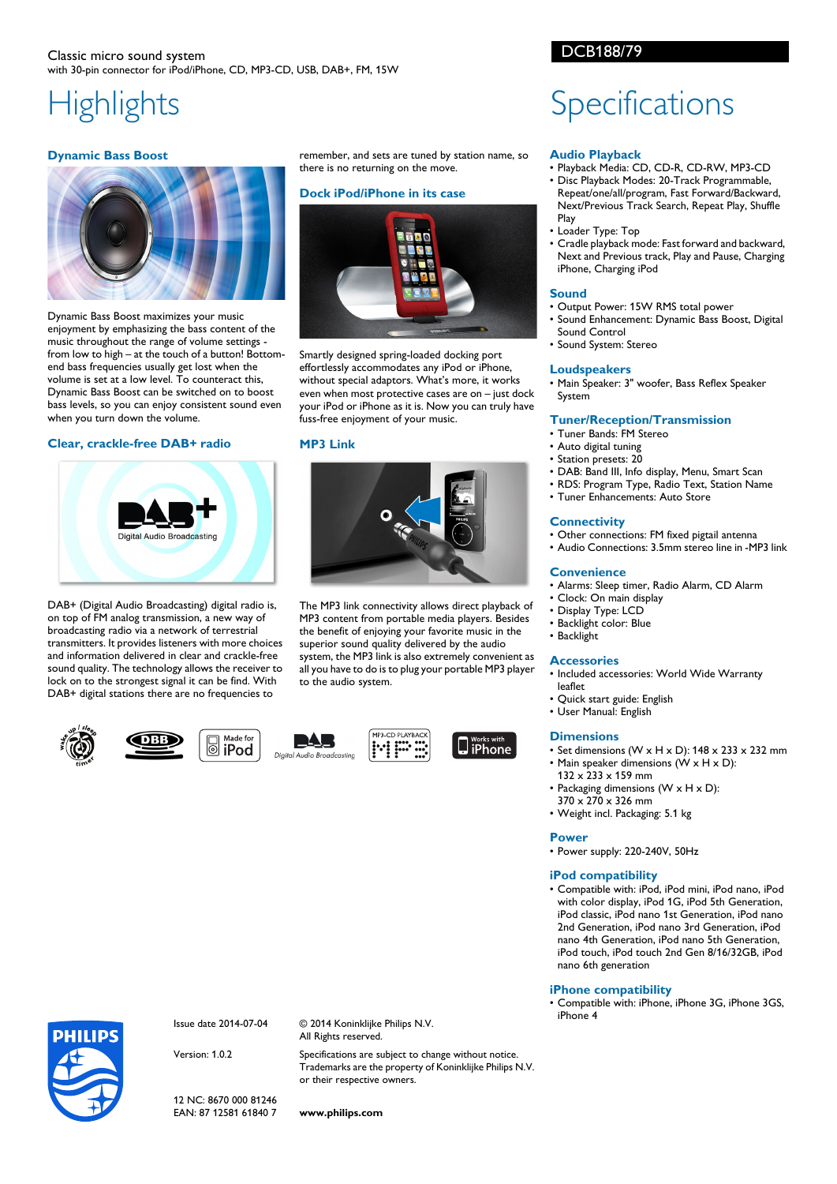Classic micro sound system

with 30-pin connector for iPod/iPhone, CD, MP3-CD, USB, DAB+, FM, 15W

DCB188/79

# Highlights

## Dynamic Bass Boost

Dynamic Bass Boost maximizes your music enjoyment by emphasizing the bass content of the music throughout the range of volume settings - from low to high – at the touch of a button! Bottom-end bass frequencies usually get lost when the volume is set at a low level. To counteract this, Dynamic Bass Boost can be switched on to boost bass levels, so you can enjoy consistent sound even when you turn down the volume.

## Clear, crackle-free DAB+ radio

DAB+ (Digital Audio Broadcasting) digital radio is, on top of FM analog transmission, a new way of broadcasting radio via a network of terrestrial transmitters. It provides listeners with more choices and information delivered in clear and crackle-free sound quality. The technology allows the receiver to lock on to the strongest signal it can be find. With DAB+ digital stations there are no frequencies to remember, and sets are tuned by station name, so there is no returning on the move.

## Dock iPod/iPhone in its case

Smartly designed spring-loaded docking port effortlessly accommodates any iPod or iPhone, without special adaptors. What's more, it works even when most protective cases are on – just dock your iPod or iPhone as it is. Now you can truly have fuss-free enjoyment of your music.

## MP3 Link

The MP3 link connectivity allows direct playback of MP3 content from portable media players. Besides the benefit of enjoying your favorite music in the superior sound quality delivered by the audio system, the MP3 link is also extremely convenient as all you have to do is to plug your portable MP3 player to the audio system.

# Specifications

## Audio Playback

- Playback Media: CD, CD-R, CD-RW, MP3-CD
- Disc Playback Modes: 20-Track Programmable, Repeat/one/all/program, Fast Forward/Backward, Next/Previous Track Search, Repeat Play, Shuffle Play
- Loader Type: Top
- Cradle playback mode: Fast forward and backward, Next and Previous track, Play and Pause, Charging iPhone, Charging iPod

## Sound

- Output Power: 15W RMS total power
- Sound Enhancement: Dynamic Bass Boost, Digital Sound Control
- Sound System: Stereo

## Loudspeakers

- Main Speaker: 3" woofer, Bass Reflex Speaker System

## Tuner/Reception/Transmission

- Tuner Bands: FM Stereo
- Auto digital tuning
- Station presets: 20
- DAB: Band III, Info display, Menu, Smart Scan
- RDS: Program Type, Radio Text, Station Name
- Tuner Enhancements: Auto Store

## Connectivity

- Other connections: FM fixed pigtail antenna
- Audio Connections: 3.5mm stereo line in -MP3 link

## Convenience

- Alarms: Sleep timer, Radio Alarm, CD Alarm
- Clock: On main display
- Display Type: LCD
- Backlight color: Blue
- Backlight

## Accessories

- Included accessories: World Wide Warranty leaflet
- Quick start guide: English
- User Manual: English

## Dimensions

- Set dimensions (W x H x D): 148 x 233 x 232 mm
- Main speaker dimensions (W x H x D): 132 x 233 x 159 mm
- Packaging dimensions (W x H x D): 370 x 270 x 326 mm
- Weight incl. Packaging: 5.1 kg

## Power

- Power supply: 220-240V, 50Hz

## iPod compatibility

- Compatible with: iPod, iPod mini, iPod nano, iPod with color display, iPod 1G, iPod 5th Generation, iPod classic, iPod nano 1st Generation, iPod nano 2nd Generation, iPod nano 3rd Generation, iPod nano 4th Generation, iPod nano 5th Generation, iPod touch, iPod touch 2nd Gen 8/16/32GB, iPod nano 6th generation

## iPhone compatibility

- Compatible with: iPhone, iPhone 3G, iPhone 3GS, iPhone 4

Issue date 2014-07-04

Version: 1.0.2

12 NC: 8670 000 81246

EAN: 87 12581 61840 7

© 2014 Koninklijke Philips N.V.
All Rights reserved.

Specifications are subject to change without notice. Trademarks are the property of Koninklijke Philips N.V. or their respective owners.

www.philips.com